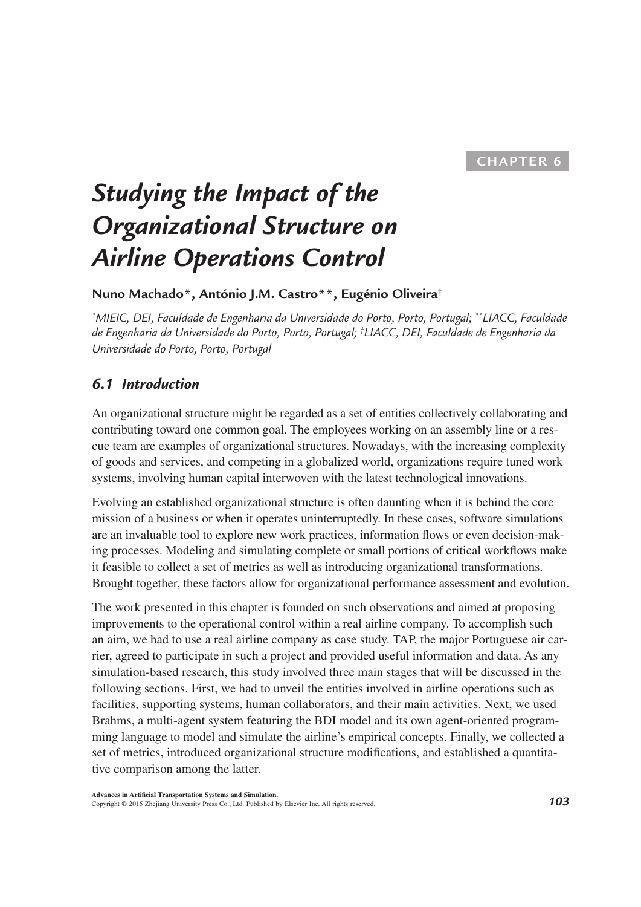CHAPTER 6

# Studying the Impact of the Organizational Structure on Airline Operations Control

**Nuno Machado\*, António J.M. Castro\*\*, Eugénio Oliveira†**

*\*MIEIC, DEI, Faculdade de Engenharia da Universidade do Porto, Porto, Portugal; \*\*LIACC, Faculdade de Engenharia da Universidade do Porto, Porto, Portugal; †LIACC, DEI, Faculdade de Engenharia da Universidade do Porto, Porto, Portugal*

## 6.1 Introduction

An organizational structure might be regarded as a set of entities collectively collaborating and contributing toward one common goal. The employees working on an assembly line or a rescue team are examples of organizational structures. Nowadays, with the increasing complexity of goods and services, and competing in a globalized world, organizations require tuned work systems, involving human capital interwoven with the latest technological innovations.

Evolving an established organizational structure is often daunting when it is behind the core mission of a business or when it operates uninterruptedly. In these cases, software simulations are an invaluable tool to explore new work practices, information flows or even decision-making processes. Modeling and simulating complete or small portions of critical workflows make it feasible to collect a set of metrics as well as introducing organizational transformations. Brought together, these factors allow for organizational performance assessment and evolution.

The work presented in this chapter is founded on such observations and aimed at proposing improvements to the operational control within a real airline company. To accomplish such an aim, we had to use a real airline company as case study. TAP, the major Portuguese air carrier, agreed to participate in such a project and provided useful information and data. As any simulation-based research, this study involved three main stages that will be discussed in the following sections. First, we had to unveil the entities involved in airline operations such as facilities, supporting systems, human collaborators, and their main activities. Next, we used Brahms, a multi-agent system featuring the BDI model and its own agent-oriented programming language to model and simulate the airline's empirical concepts. Finally, we collected a set of metrics, introduced organizational structure modifications, and established a quantitative comparison among the latter.

**Advances in Artificial Transportation Systems and Simulation.**
Copyright © 2015 Zhejiang University Press Co., Ltd. Published by Elsevier Inc. All rights reserved.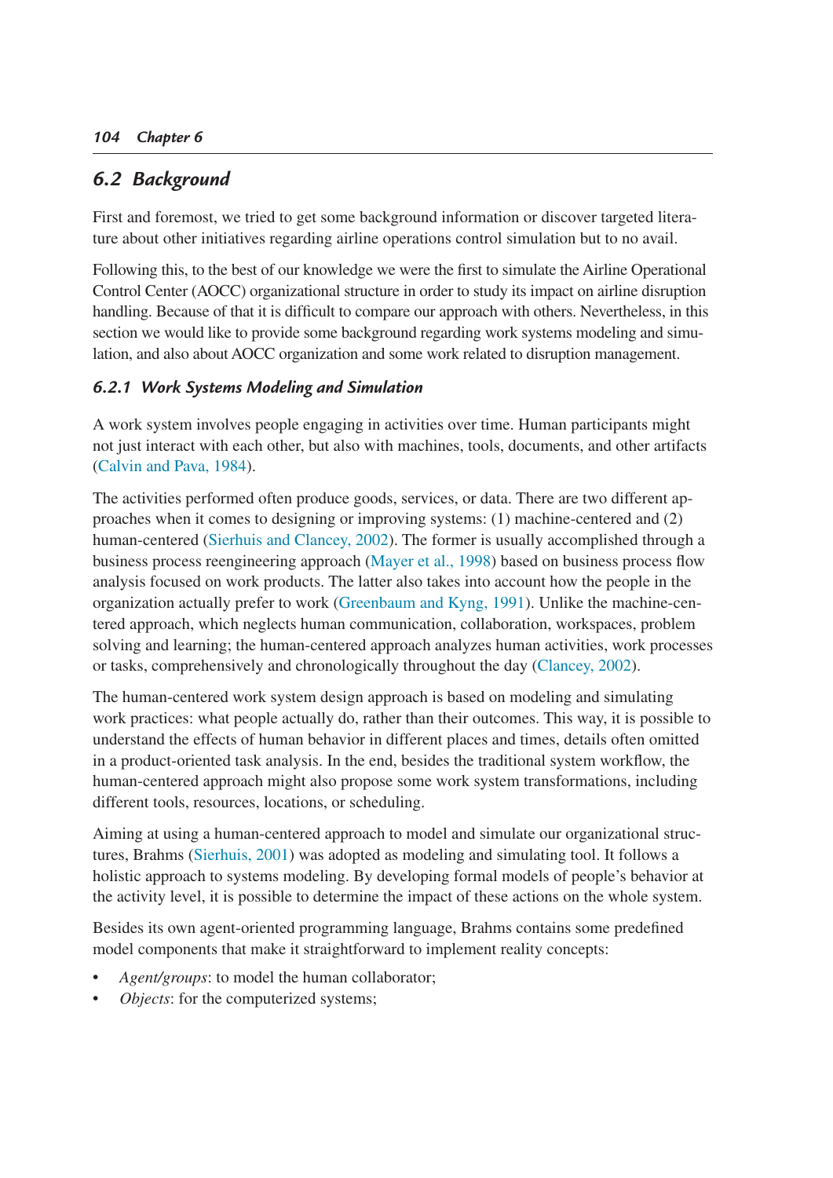## 6.2 Background

First and foremost, we tried to get some background information or discover targeted literature about other initiatives regarding airline operations control simulation but to no avail.

Following this, to the best of our knowledge we were the first to simulate the Airline Operational Control Center (AOCC) organizational structure in order to study its impact on airline disruption handling. Because of that it is difficult to compare our approach with others. Nevertheless, in this section we would like to provide some background regarding work systems modeling and simulation, and also about AOCC organization and some work related to disruption management.

### 6.2.1 Work Systems Modeling and Simulation

A work system involves people engaging in activities over time. Human participants might not just interact with each other, but also with machines, tools, documents, and other artifacts (Calvin and Pava, 1984).

The activities performed often produce goods, services, or data. There are two different approaches when it comes to designing or improving systems: (1) machine-centered and (2) human-centered (Sierhuis and Clancey, 2002). The former is usually accomplished through a business process reengineering approach (Mayer et al., 1998) based on business process flow analysis focused on work products. The latter also takes into account how the people in the organization actually prefer to work (Greenbaum and Kyng, 1991). Unlike the machine-centered approach, which neglects human communication, collaboration, workspaces, problem solving and learning; the human-centered approach analyzes human activities, work processes or tasks, comprehensively and chronologically throughout the day (Clancey, 2002).

The human-centered work system design approach is based on modeling and simulating work practices: what people actually do, rather than their outcomes. This way, it is possible to understand the effects of human behavior in different places and times, details often omitted in a product-oriented task analysis. In the end, besides the traditional system workflow, the human-centered approach might also propose some work system transformations, including different tools, resources, locations, or scheduling.

Aiming at using a human-centered approach to model and simulate our organizational structures, Brahms (Sierhuis, 2001) was adopted as modeling and simulating tool. It follows a holistic approach to systems modeling. By developing formal models of people's behavior at the activity level, it is possible to determine the impact of these actions on the whole system.

Besides its own agent-oriented programming language, Brahms contains some predefined model components that make it straightforward to implement reality concepts:

- *Agent/groups*: to model the human collaborator;
- *Objects*: for the computerized systems;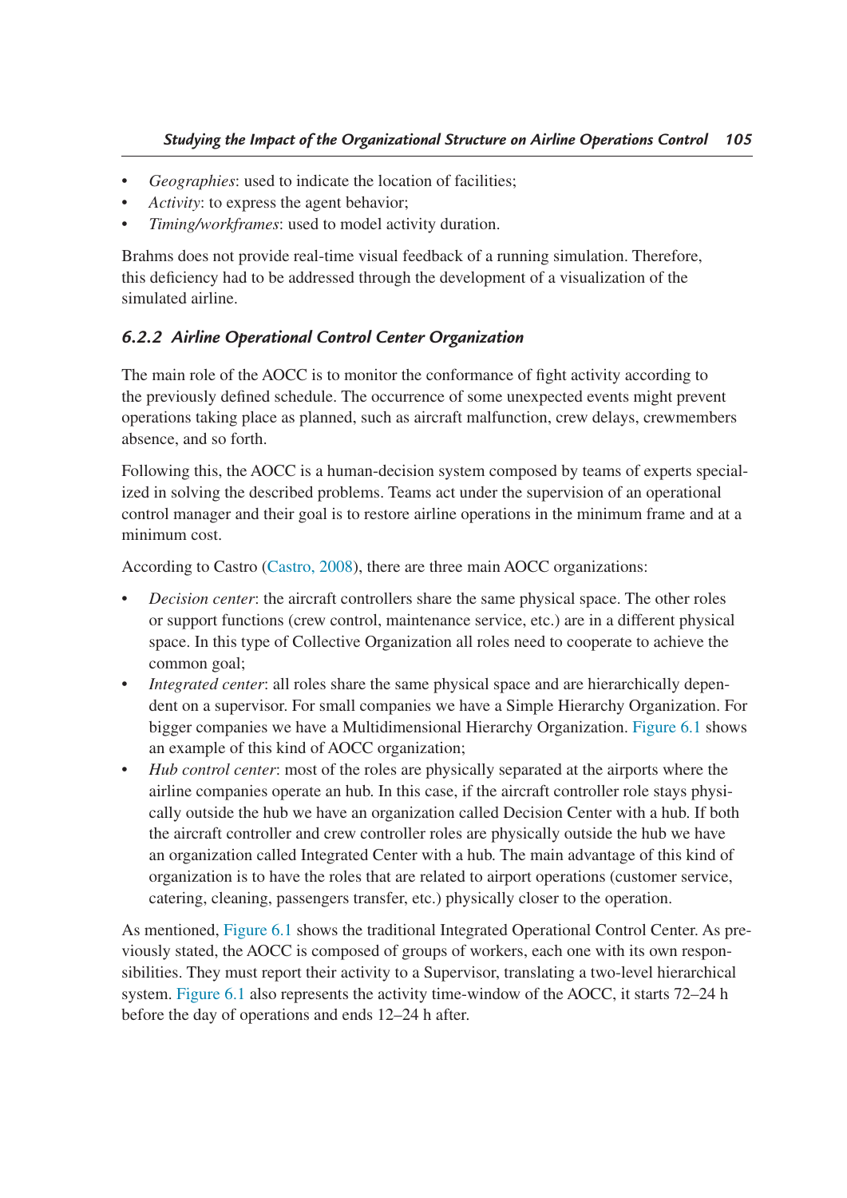- *Geographies*: used to indicate the location of facilities;
- *Activity*: to express the agent behavior;
- *Timing/workframes*: used to model activity duration.

Brahms does not provide real-time visual feedback of a running simulation. Therefore, this deficiency had to be addressed through the development of a visualization of the simulated airline.

### 6.2.2 Airline Operational Control Center Organization

The main role of the AOCC is to monitor the conformance of fight activity according to the previously defined schedule. The occurrence of some unexpected events might prevent operations taking place as planned, such as aircraft malfunction, crew delays, crewmembers absence, and so forth.

Following this, the AOCC is a human-decision system composed by teams of experts specialized in solving the described problems. Teams act under the supervision of an operational control manager and their goal is to restore airline operations in the minimum frame and at a minimum cost.

According to Castro (Castro, 2008), there are three main AOCC organizations:

- *Decision center*: the aircraft controllers share the same physical space. The other roles or support functions (crew control, maintenance service, etc.) are in a different physical space. In this type of Collective Organization all roles need to cooperate to achieve the common goal;
- *Integrated center*: all roles share the same physical space and are hierarchically dependent on a supervisor. For small companies we have a Simple Hierarchy Organization. For bigger companies we have a Multidimensional Hierarchy Organization. Figure 6.1 shows an example of this kind of AOCC organization;
- *Hub control center*: most of the roles are physically separated at the airports where the airline companies operate an hub. In this case, if the aircraft controller role stays physically outside the hub we have an organization called Decision Center with a hub. If both the aircraft controller and crew controller roles are physically outside the hub we have an organization called Integrated Center with a hub. The main advantage of this kind of organization is to have the roles that are related to airport operations (customer service, catering, cleaning, passengers transfer, etc.) physically closer to the operation.

As mentioned, Figure 6.1 shows the traditional Integrated Operational Control Center. As previously stated, the AOCC is composed of groups of workers, each one with its own responsibilities. They must report their activity to a Supervisor, translating a two-level hierarchical system. Figure 6.1 also represents the activity time-window of the AOCC, it starts 72–24 h before the day of operations and ends 12–24 h after.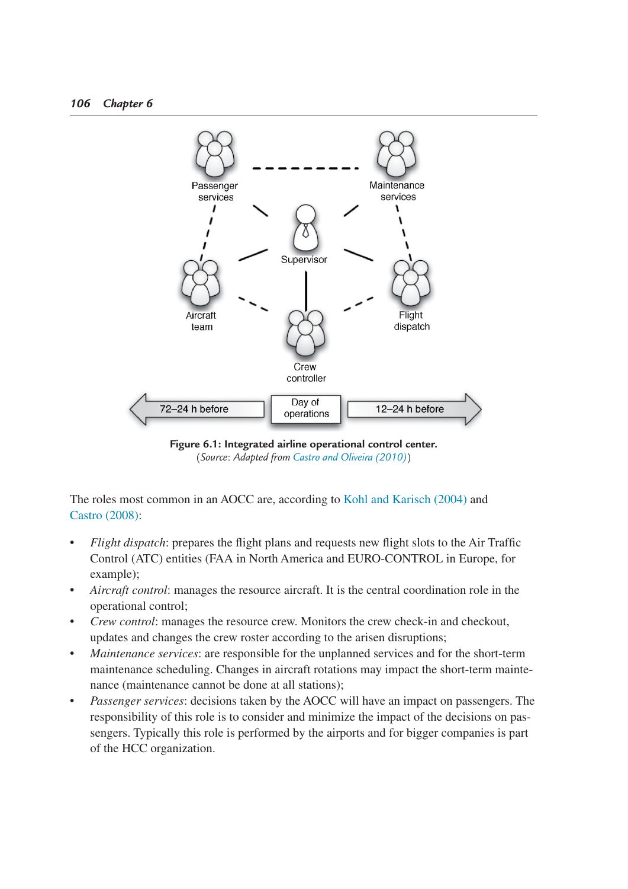**Figure 6.1: Integrated airline operational control center.**
(*Source*: *Adapted from* Castro and Oliveira (2010))

The roles most common in an AOCC are, according to Kohl and Karisch (2004) and Castro (2008):

- *Flight dispatch*: prepares the flight plans and requests new flight slots to the Air Traffic Control (ATC) entities (FAA in North America and EURO-CONTROL in Europe, for example);
- *Aircraft control*: manages the resource aircraft. It is the central coordination role in the operational control;
- *Crew control*: manages the resource crew. Monitors the crew check-in and checkout, updates and changes the crew roster according to the arisen disruptions;
- *Maintenance services*: are responsible for the unplanned services and for the short-term maintenance scheduling. Changes in aircraft rotations may impact the short-term maintenance (maintenance cannot be done at all stations);
- *Passenger services*: decisions taken by the AOCC will have an impact on passengers. The responsibility of this role is to consider and minimize the impact of the decisions on passengers. Typically this role is performed by the airports and for bigger companies is part of the HCC organization.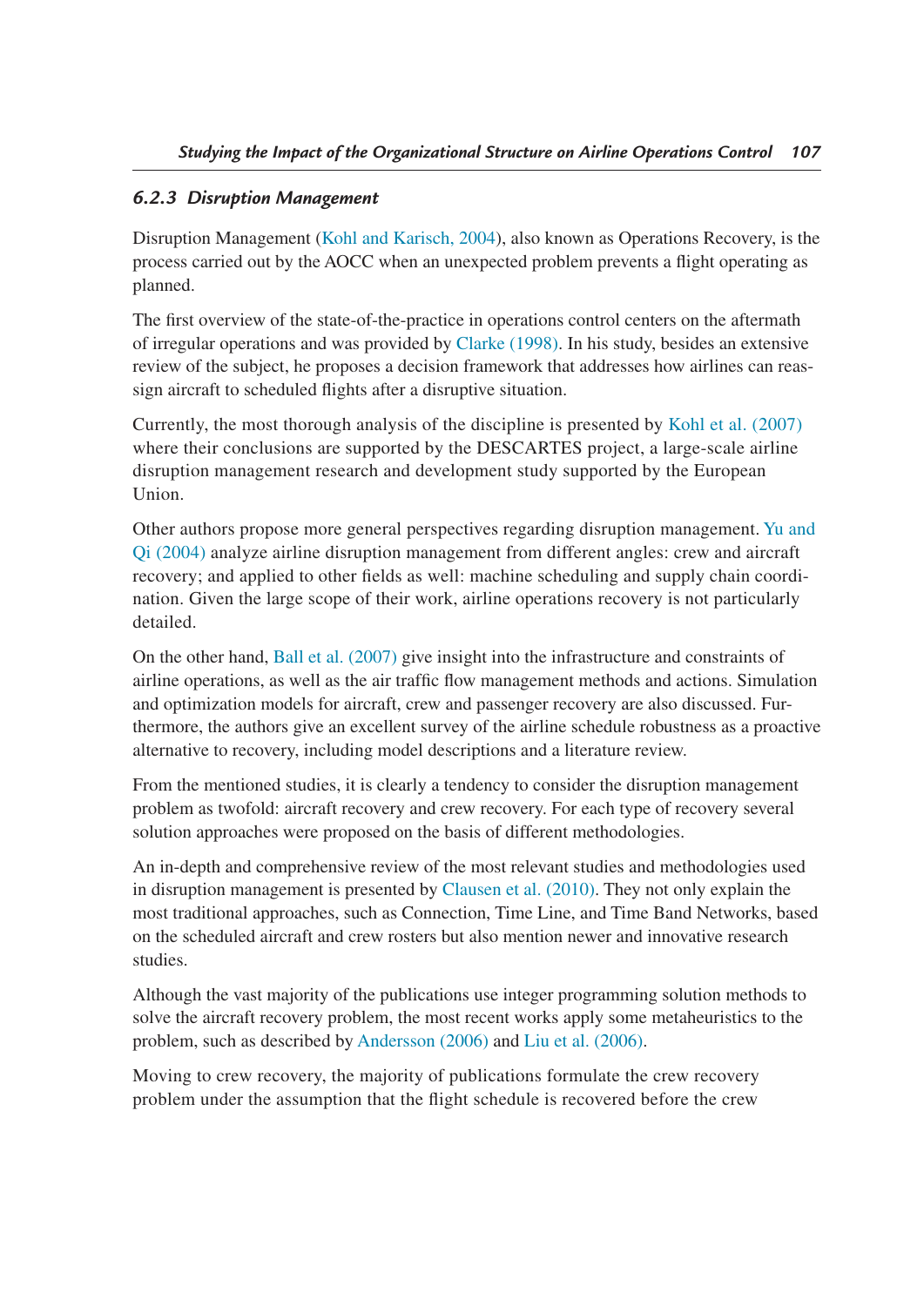### 6.2.3 Disruption Management

Disruption Management (Kohl and Karisch, 2004), also known as Operations Recovery, is the process carried out by the AOCC when an unexpected problem prevents a flight operating as planned.

The first overview of the state-of-the-practice in operations control centers on the aftermath of irregular operations and was provided by Clarke (1998). In his study, besides an extensive review of the subject, he proposes a decision framework that addresses how airlines can reassign aircraft to scheduled flights after a disruptive situation.

Currently, the most thorough analysis of the discipline is presented by Kohl et al. (2007) where their conclusions are supported by the DESCARTES project, a large-scale airline disruption management research and development study supported by the European Union.

Other authors propose more general perspectives regarding disruption management. Yu and Qi (2004) analyze airline disruption management from different angles: crew and aircraft recovery; and applied to other fields as well: machine scheduling and supply chain coordination. Given the large scope of their work, airline operations recovery is not particularly detailed.

On the other hand, Ball et al. (2007) give insight into the infrastructure and constraints of airline operations, as well as the air traffic flow management methods and actions. Simulation and optimization models for aircraft, crew and passenger recovery are also discussed. Furthermore, the authors give an excellent survey of the airline schedule robustness as a proactive alternative to recovery, including model descriptions and a literature review.

From the mentioned studies, it is clearly a tendency to consider the disruption management problem as twofold: aircraft recovery and crew recovery. For each type of recovery several solution approaches were proposed on the basis of different methodologies.

An in-depth and comprehensive review of the most relevant studies and methodologies used in disruption management is presented by Clausen et al. (2010). They not only explain the most traditional approaches, such as Connection, Time Line, and Time Band Networks, based on the scheduled aircraft and crew rosters but also mention newer and innovative research studies.

Although the vast majority of the publications use integer programming solution methods to solve the aircraft recovery problem, the most recent works apply some metaheuristics to the problem, such as described by Andersson (2006) and Liu et al. (2006).

Moving to crew recovery, the majority of publications formulate the crew recovery problem under the assumption that the flight schedule is recovered before the crew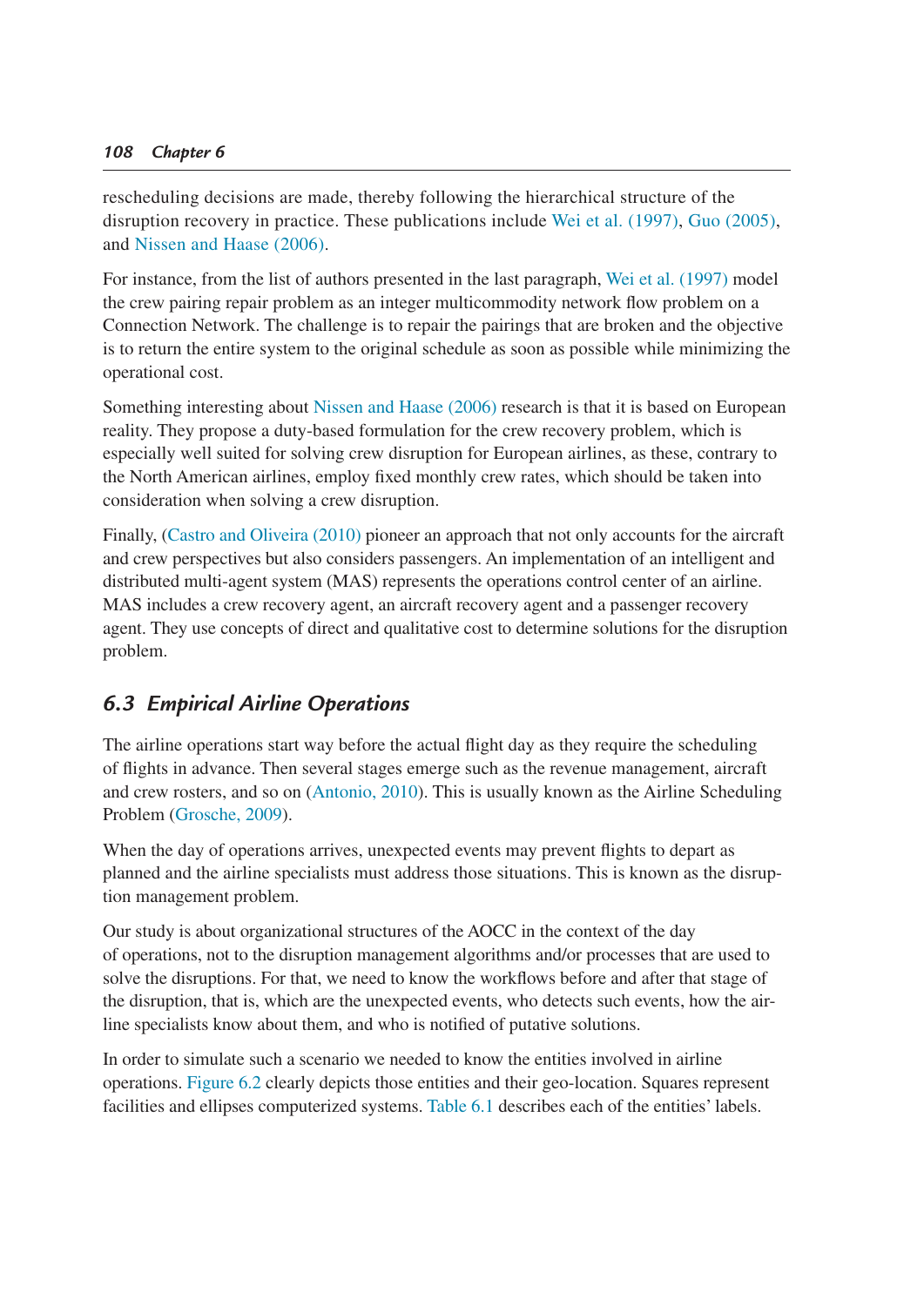rescheduling decisions are made, thereby following the hierarchical structure of the disruption recovery in practice. These publications include Wei et al. (1997), Guo (2005), and Nissen and Haase (2006).

For instance, from the list of authors presented in the last paragraph, Wei et al. (1997) model the crew pairing repair problem as an integer multicommodity network flow problem on a Connection Network. The challenge is to repair the pairings that are broken and the objective is to return the entire system to the original schedule as soon as possible while minimizing the operational cost.

Something interesting about Nissen and Haase (2006) research is that it is based on European reality. They propose a duty-based formulation for the crew recovery problem, which is especially well suited for solving crew disruption for European airlines, as these, contrary to the North American airlines, employ fixed monthly crew rates, which should be taken into consideration when solving a crew disruption.

Finally, (Castro and Oliveira (2010) pioneer an approach that not only accounts for the aircraft and crew perspectives but also considers passengers. An implementation of an intelligent and distributed multi-agent system (MAS) represents the operations control center of an airline. MAS includes a crew recovery agent, an aircraft recovery agent and a passenger recovery agent. They use concepts of direct and qualitative cost to determine solutions for the disruption problem.

## 6.3 Empirical Airline Operations

The airline operations start way before the actual flight day as they require the scheduling of flights in advance. Then several stages emerge such as the revenue management, aircraft and crew rosters, and so on (Antonio, 2010). This is usually known as the Airline Scheduling Problem (Grosche, 2009).

When the day of operations arrives, unexpected events may prevent flights to depart as planned and the airline specialists must address those situations. This is known as the disruption management problem.

Our study is about organizational structures of the AOCC in the context of the day of operations, not to the disruption management algorithms and/or processes that are used to solve the disruptions. For that, we need to know the workflows before and after that stage of the disruption, that is, which are the unexpected events, who detects such events, how the airline specialists know about them, and who is notified of putative solutions.

In order to simulate such a scenario we needed to know the entities involved in airline operations. Figure 6.2 clearly depicts those entities and their geo-location. Squares represent facilities and ellipses computerized systems. Table 6.1 describes each of the entities' labels.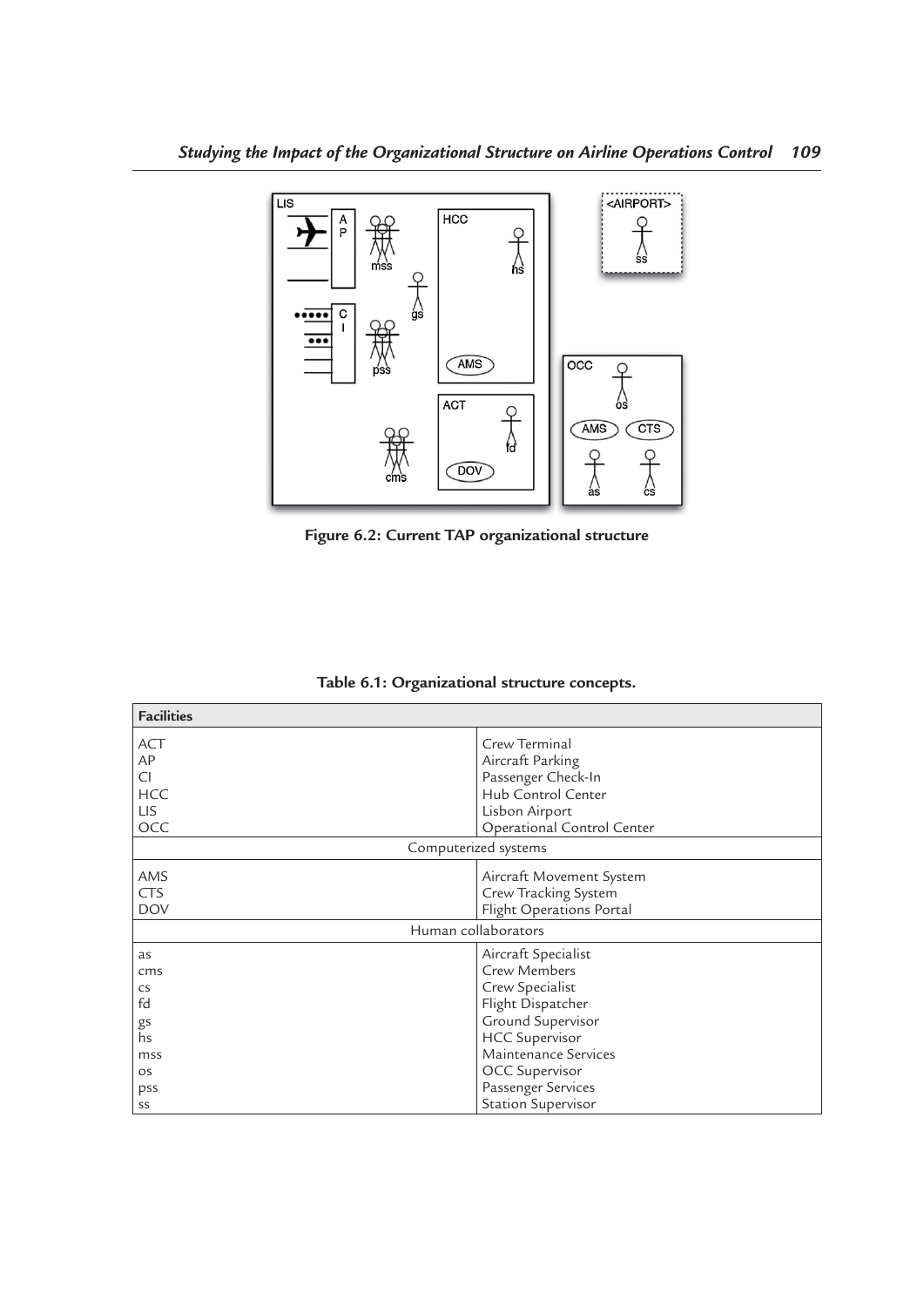Figure 6.2: Current TAP organizational structure

Table 6.1: Organizational structure concepts.

| Facilities | |
|---|---|
| ACT | Crew Terminal |
| AP | Aircraft Parking |
| CI | Passenger Check-In |
| HCC | Hub Control Center |
| LIS | Lisbon Airport |
| OCC | Operational Control Center |
| Computerized systems | |
| AMS | Aircraft Movement System |
| CTS | Crew Tracking System |
| DOV | Flight Operations Portal |
| Human collaborators | |
| as | Aircraft Specialist |
| cms | Crew Members |
| cs | Crew Specialist |
| fd | Flight Dispatcher |
| gs | Ground Supervisor |
| hs | HCC Supervisor |
| mss | Maintenance Services |
| os | OCC Supervisor |
| pss | Passenger Services |
| ss | Station Supervisor |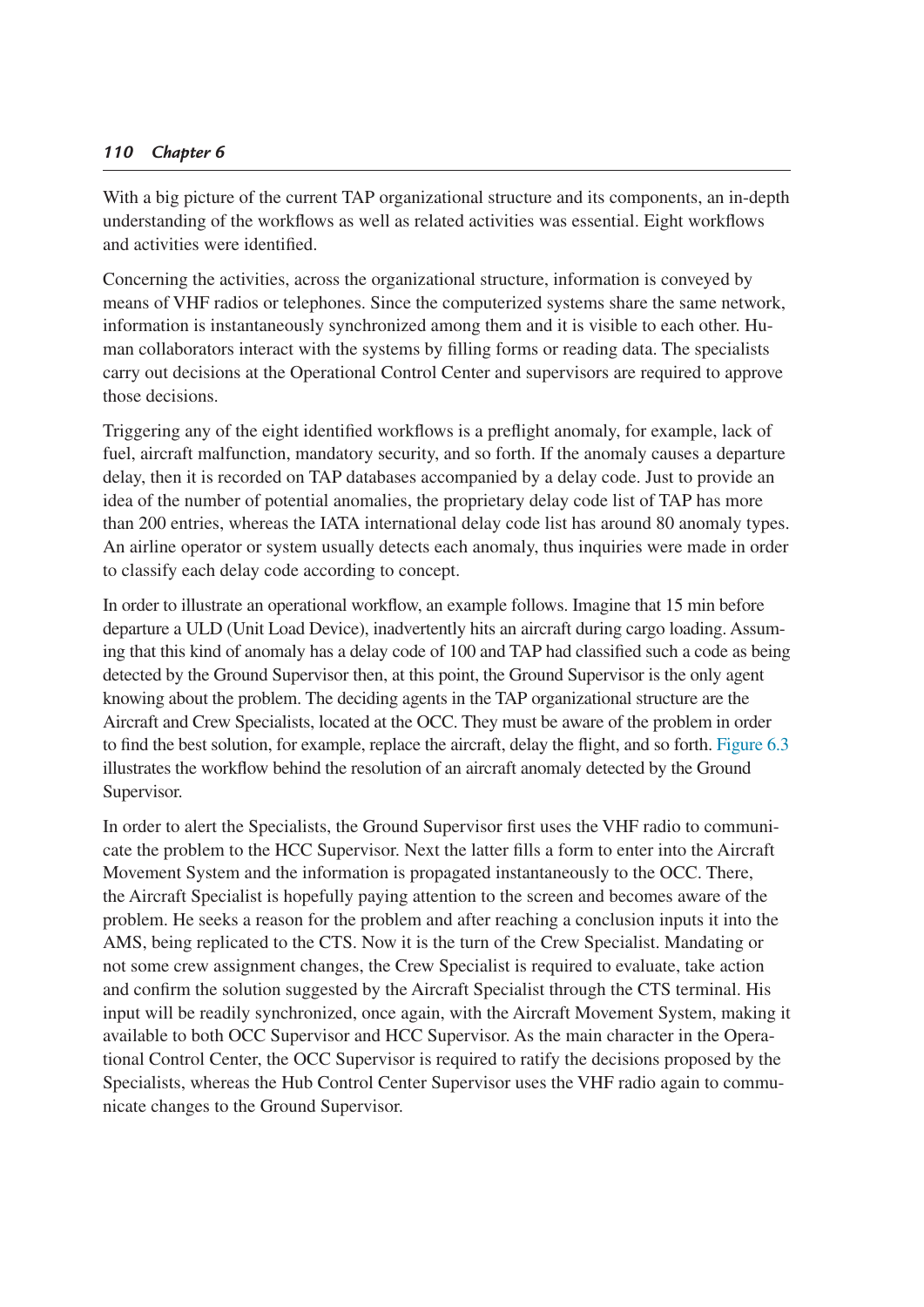With a big picture of the current TAP organizational structure and its components, an in-depth understanding of the workflows as well as related activities was essential. Eight workflows and activities were identified.

Concerning the activities, across the organizational structure, information is conveyed by means of VHF radios or telephones. Since the computerized systems share the same network, information is instantaneously synchronized among them and it is visible to each other. Human collaborators interact with the systems by filling forms or reading data. The specialists carry out decisions at the Operational Control Center and supervisors are required to approve those decisions.

Triggering any of the eight identified workflows is a preflight anomaly, for example, lack of fuel, aircraft malfunction, mandatory security, and so forth. If the anomaly causes a departure delay, then it is recorded on TAP databases accompanied by a delay code. Just to provide an idea of the number of potential anomalies, the proprietary delay code list of TAP has more than 200 entries, whereas the IATA international delay code list has around 80 anomaly types. An airline operator or system usually detects each anomaly, thus inquiries were made in order to classify each delay code according to concept.

In order to illustrate an operational workflow, an example follows. Imagine that 15 min before departure a ULD (Unit Load Device), inadvertently hits an aircraft during cargo loading. Assuming that this kind of anomaly has a delay code of 100 and TAP had classified such a code as being detected by the Ground Supervisor then, at this point, the Ground Supervisor is the only agent knowing about the problem. The deciding agents in the TAP organizational structure are the Aircraft and Crew Specialists, located at the OCC. They must be aware of the problem in order to find the best solution, for example, replace the aircraft, delay the flight, and so forth. Figure 6.3 illustrates the workflow behind the resolution of an aircraft anomaly detected by the Ground Supervisor.

In order to alert the Specialists, the Ground Supervisor first uses the VHF radio to communicate the problem to the HCC Supervisor. Next the latter fills a form to enter into the Aircraft Movement System and the information is propagated instantaneously to the OCC. There, the Aircraft Specialist is hopefully paying attention to the screen and becomes aware of the problem. He seeks a reason for the problem and after reaching a conclusion inputs it into the AMS, being replicated to the CTS. Now it is the turn of the Crew Specialist. Mandating or not some crew assignment changes, the Crew Specialist is required to evaluate, take action and confirm the solution suggested by the Aircraft Specialist through the CTS terminal. His input will be readily synchronized, once again, with the Aircraft Movement System, making it available to both OCC Supervisor and HCC Supervisor. As the main character in the Operational Control Center, the OCC Supervisor is required to ratify the decisions proposed by the Specialists, whereas the Hub Control Center Supervisor uses the VHF radio again to communicate changes to the Ground Supervisor.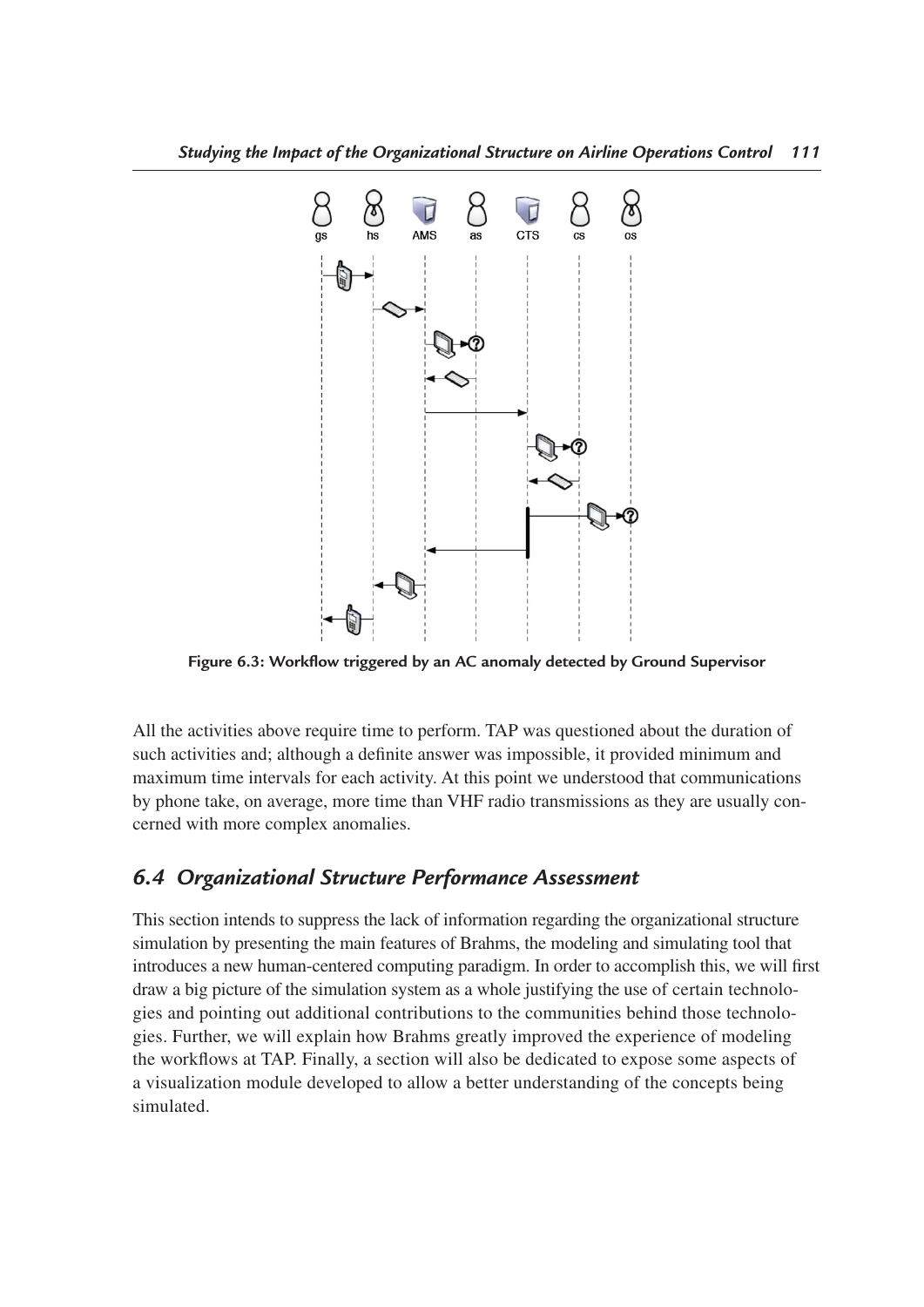Figure 6.3: Workflow triggered by an AC anomaly detected by Ground Supervisor

All the activities above require time to perform. TAP was questioned about the duration of such activities and; although a definite answer was impossible, it provided minimum and maximum time intervals for each activity. At this point we understood that communications by phone take, on average, more time than VHF radio transmissions as they are usually concerned with more complex anomalies.

## 6.4 Organizational Structure Performance Assessment

This section intends to suppress the lack of information regarding the organizational structure simulation by presenting the main features of Brahms, the modeling and simulating tool that introduces a new human-centered computing paradigm. In order to accomplish this, we will first draw a big picture of the simulation system as a whole justifying the use of certain technologies and pointing out additional contributions to the communities behind those technologies. Further, we will explain how Brahms greatly improved the experience of modeling the workflows at TAP. Finally, a section will also be dedicated to expose some aspects of a visualization module developed to allow a better understanding of the concepts being simulated.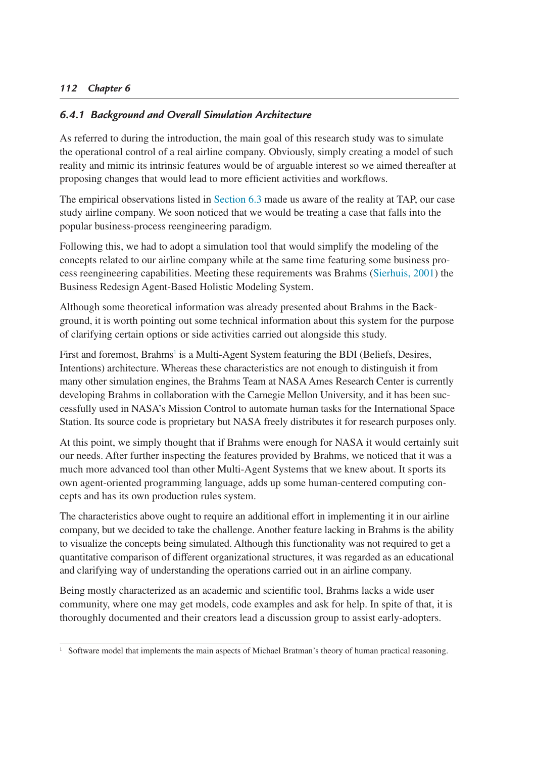### *6.4.1 Background and Overall Simulation Architecture*

As referred to during the introduction, the main goal of this research study was to simulate the operational control of a real airline company. Obviously, simply creating a model of such reality and mimic its intrinsic features would be of arguable interest so we aimed thereafter at proposing changes that would lead to more efficient activities and workflows.

The empirical observations listed in Section 6.3 made us aware of the reality at TAP, our case study airline company. We soon noticed that we would be treating a case that falls into the popular business-process reengineering paradigm.

Following this, we had to adopt a simulation tool that would simplify the modeling of the concepts related to our airline company while at the same time featuring some business process reengineering capabilities. Meeting these requirements was Brahms (Sierhuis, 2001) the Business Redesign Agent-Based Holistic Modeling System.

Although some theoretical information was already presented about Brahms in the Background, it is worth pointing out some technical information about this system for the purpose of clarifying certain options or side activities carried out alongside this study.

First and foremost, Brahms[1] is a Multi-Agent System featuring the BDI (Beliefs, Desires, Intentions) architecture. Whereas these characteristics are not enough to distinguish it from many other simulation engines, the Brahms Team at NASA Ames Research Center is currently developing Brahms in collaboration with the Carnegie Mellon University, and it has been successfully used in NASA's Mission Control to automate human tasks for the International Space Station. Its source code is proprietary but NASA freely distributes it for research purposes only.

At this point, we simply thought that if Brahms were enough for NASA it would certainly suit our needs. After further inspecting the features provided by Brahms, we noticed that it was a much more advanced tool than other Multi-Agent Systems that we knew about. It sports its own agent-oriented programming language, adds up some human-centered computing concepts and has its own production rules system.

The characteristics above ought to require an additional effort in implementing it in our airline company, but we decided to take the challenge. Another feature lacking in Brahms is the ability to visualize the concepts being simulated. Although this functionality was not required to get a quantitative comparison of different organizational structures, it was regarded as an educational and clarifying way of understanding the operations carried out in an airline company.

Being mostly characterized as an academic and scientific tool, Brahms lacks a wide user community, where one may get models, code examples and ask for help. In spite of that, it is thoroughly documented and their creators lead a discussion group to assist early-adopters.

---

[1] Software model that implements the main aspects of Michael Bratman's theory of human practical reasoning.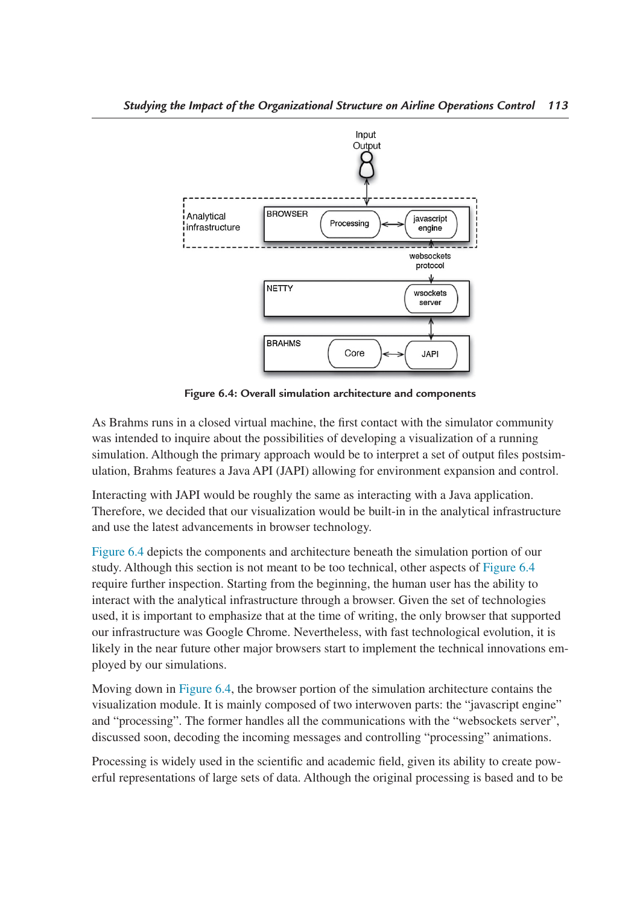Input
Output

Analytical infrastructure

BROWSER

Processing

javascript engine

websockets protocol

NETTY

wsockets server

BRAHMS

Core

JAPI

**Figure 6.4: Overall simulation architecture and components**

As Brahms runs in a closed virtual machine, the first contact with the simulator community was intended to inquire about the possibilities of developing a visualization of a running simulation. Although the primary approach would be to interpret a set of output files postsimulation, Brahms features a Java API (JAPI) allowing for environment expansion and control.

Interacting with JAPI would be roughly the same as interacting with a Java application. Therefore, we decided that our visualization would be built-in in the analytical infrastructure and use the latest advancements in browser technology.

Figure 6.4 depicts the components and architecture beneath the simulation portion of our study. Although this section is not meant to be too technical, other aspects of Figure 6.4 require further inspection. Starting from the beginning, the human user has the ability to interact with the analytical infrastructure through a browser. Given the set of technologies used, it is important to emphasize that at the time of writing, the only browser that supported our infrastructure was Google Chrome. Nevertheless, with fast technological evolution, it is likely in the near future other major browsers start to implement the technical innovations employed by our simulations.

Moving down in Figure 6.4, the browser portion of the simulation architecture contains the visualization module. It is mainly composed of two interwoven parts: the "javascript engine" and "processing". The former handles all the communications with the "websockets server", discussed soon, decoding the incoming messages and controlling "processing" animations.

Processing is widely used in the scientific and academic field, given its ability to create powerful representations of large sets of data. Although the original processing is based and to be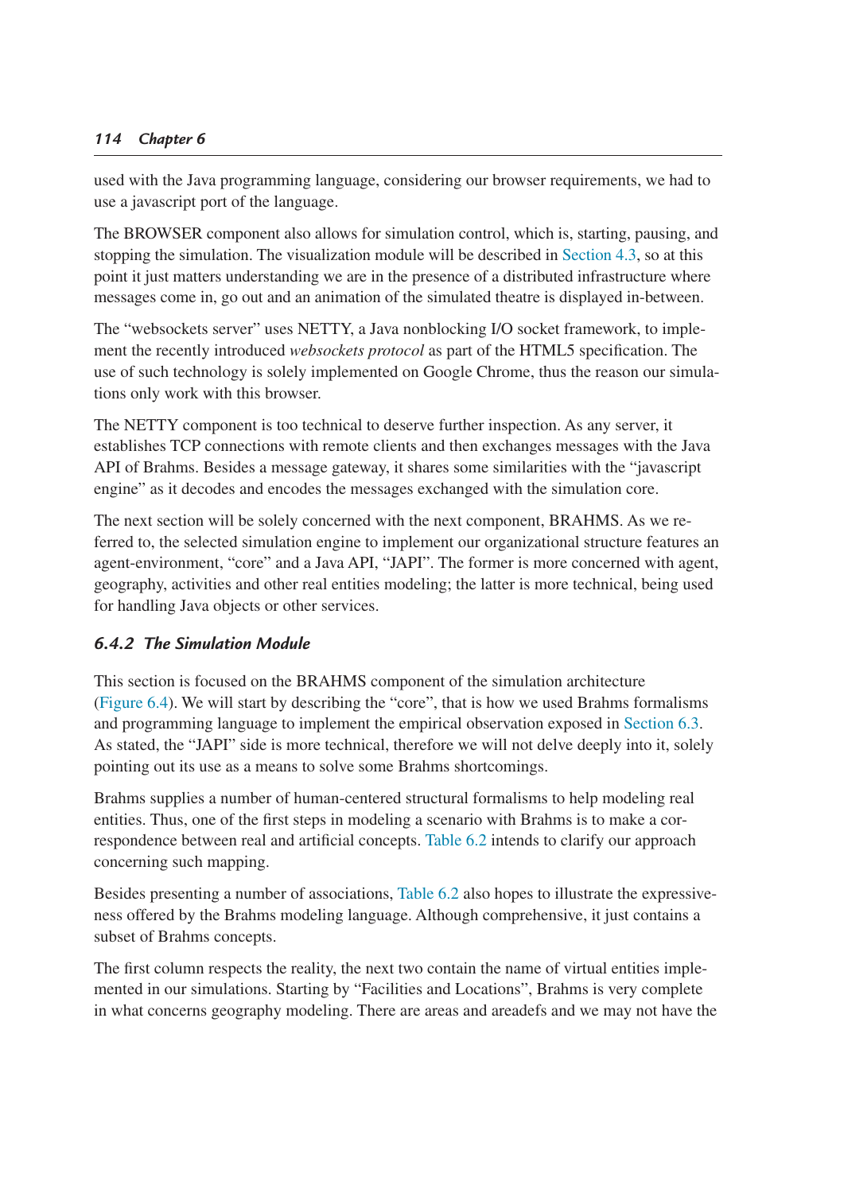used with the Java programming language, considering our browser requirements, we had to use a javascript port of the language.

The BROWSER component also allows for simulation control, which is, starting, pausing, and stopping the simulation. The visualization module will be described in Section 4.3, so at this point it just matters understanding we are in the presence of a distributed infrastructure where messages come in, go out and an animation of the simulated theatre is displayed in-between.

The "websockets server" uses NETTY, a Java nonblocking I/O socket framework, to implement the recently introduced *websockets protocol* as part of the HTML5 specification. The use of such technology is solely implemented on Google Chrome, thus the reason our simulations only work with this browser.

The NETTY component is too technical to deserve further inspection. As any server, it establishes TCP connections with remote clients and then exchanges messages with the Java API of Brahms. Besides a message gateway, it shares some similarities with the "javascript engine" as it decodes and encodes the messages exchanged with the simulation core.

The next section will be solely concerned with the next component, BRAHMS. As we referred to, the selected simulation engine to implement our organizational structure features an agent-environment, "core" and a Java API, "JAPI". The former is more concerned with agent, geography, activities and other real entities modeling; the latter is more technical, being used for handling Java objects or other services.

### 6.4.2 The Simulation Module

This section is focused on the BRAHMS component of the simulation architecture (Figure 6.4). We will start by describing the "core", that is how we used Brahms formalisms and programming language to implement the empirical observation exposed in Section 6.3. As stated, the "JAPI" side is more technical, therefore we will not delve deeply into it, solely pointing out its use as a means to solve some Brahms shortcomings.

Brahms supplies a number of human-centered structural formalisms to help modeling real entities. Thus, one of the first steps in modeling a scenario with Brahms is to make a correspondence between real and artificial concepts. Table 6.2 intends to clarify our approach concerning such mapping.

Besides presenting a number of associations, Table 6.2 also hopes to illustrate the expressiveness offered by the Brahms modeling language. Although comprehensive, it just contains a subset of Brahms concepts.

The first column respects the reality, the next two contain the name of virtual entities implemented in our simulations. Starting by "Facilities and Locations", Brahms is very complete in what concerns geography modeling. There are areas and areadefs and we may not have the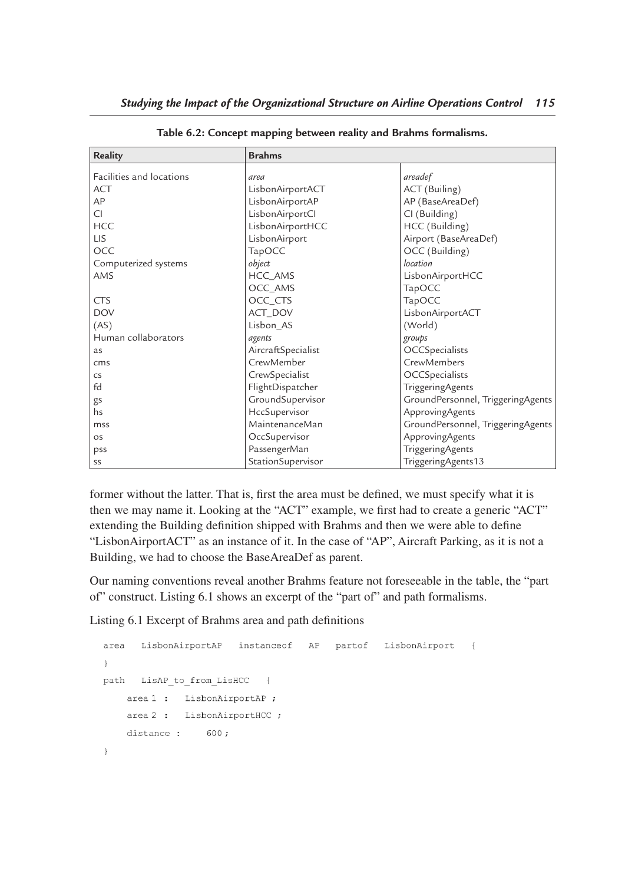**Table 6.2: Concept mapping between reality and Brahms formalisms.**

| Reality | Brahms | |
|---|---|---|
| Facilities and locations | *area* | *areadef* |
| ACT | LisbonAirportACT | ACT (Builing) |
| AP | LisbonAirportAP | AP (BaseAreaDef) |
| CI | LisbonAirportCI | CI (Building) |
| HCC | LisbonAirportHCC | HCC (Building) |
| LIS | LisbonAirport | Airport (BaseAreaDef) |
| OCC | TapOCC | OCC (Building) |
| Computerized systems | *object* | *location* |
| AMS | HCC_AMS | LisbonAirportHCC |
| | OCC_AMS | TapOCC |
| CTS | OCC_CTS | TapOCC |
| DOV | ACT_DOV | LisbonAirportACT |
| (AS) | Lisbon_AS | (World) |
| Human collaborators | *agents* | *groups* |
| as | AircraftSpecialist | OCCSpecialists |
| cms | CrewMember | CrewMembers |
| cs | CrewSpecialist | OCCSpecialists |
| fd | FlightDispatcher | TriggeringAgents |
| gs | GroundSupervisor | GroundPersonnel, TriggeringAgents |
| hs | HccSupervisor | ApprovingAgents |
| mss | MaintenanceMan | GroundPersonnel, TriggeringAgents |
| os | OccSupervisor | ApprovingAgents |
| pss | PassengerMan | TriggeringAgents |
| ss | StationSupervisor | TriggeringAgents13 |

former without the latter. That is, first the area must be defined, we must specify what it is then we may name it. Looking at the "ACT" example, we first had to create a generic "ACT" extending the Building definition shipped with Brahms and then we were able to define "LisbonAirportACT" as an instance of it. In the case of "AP", Aircraft Parking, as it is not a Building, we had to choose the BaseAreaDef as parent.

Our naming conventions reveal another Brahms feature not foreseeable in the table, the "part of" construct. Listing 6.1 shows an excerpt of the "part of" and path formalisms.

Listing 6.1 Excerpt of Brahms area and path definitions

```
area   LisbonAirportAP   instanceof   AP   partof   LisbonAirport   {
}
path   LisAP_to_from_LisHCC   {
    area 1  :   LisbonAirportAP ;
    area 2  :   LisbonAirportHCC ;
    distance :     600 ;
}
```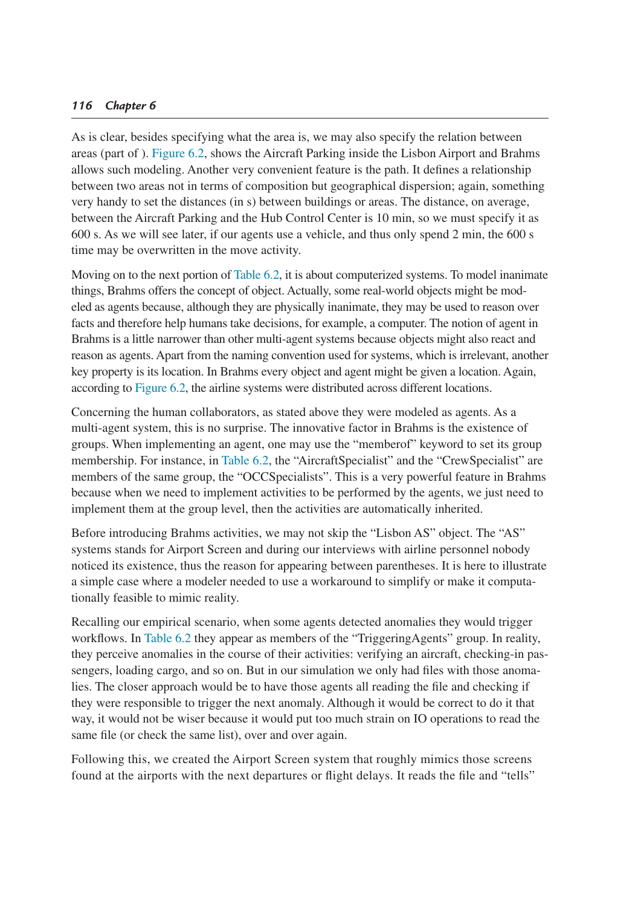As is clear, besides specifying what the area is, we may also specify the relation between areas (part of ). Figure 6.2, shows the Aircraft Parking inside the Lisbon Airport and Brahms allows such modeling. Another very convenient feature is the path. It defines a relationship between two areas not in terms of composition but geographical dispersion; again, something very handy to set the distances (in s) between buildings or areas. The distance, on average, between the Aircraft Parking and the Hub Control Center is 10 min, so we must specify it as 600 s. As we will see later, if our agents use a vehicle, and thus only spend 2 min, the 600 s time may be overwritten in the move activity.

Moving on to the next portion of Table 6.2, it is about computerized systems. To model inanimate things, Brahms offers the concept of object. Actually, some real-world objects might be modeled as agents because, although they are physically inanimate, they may be used to reason over facts and therefore help humans take decisions, for example, a computer. The notion of agent in Brahms is a little narrower than other multi-agent systems because objects might also react and reason as agents. Apart from the naming convention used for systems, which is irrelevant, another key property is its location. In Brahms every object and agent might be given a location. Again, according to Figure 6.2, the airline systems were distributed across different locations.

Concerning the human collaborators, as stated above they were modeled as agents. As a multi-agent system, this is no surprise. The innovative factor in Brahms is the existence of groups. When implementing an agent, one may use the "memberof" keyword to set its group membership. For instance, in Table 6.2, the "AircraftSpecialist" and the "CrewSpecialist" are members of the same group, the "OCCSpecialists". This is a very powerful feature in Brahms because when we need to implement activities to be performed by the agents, we just need to implement them at the group level, then the activities are automatically inherited.

Before introducing Brahms activities, we may not skip the "Lisbon AS" object. The "AS" systems stands for Airport Screen and during our interviews with airline personnel nobody noticed its existence, thus the reason for appearing between parentheses. It is here to illustrate a simple case where a modeler needed to use a workaround to simplify or make it computationally feasible to mimic reality.

Recalling our empirical scenario, when some agents detected anomalies they would trigger workflows. In Table 6.2 they appear as members of the "TriggeringAgents" group. In reality, they perceive anomalies in the course of their activities: verifying an aircraft, checking-in passengers, loading cargo, and so on. But in our simulation we only had files with those anomalies. The closer approach would be to have those agents all reading the file and checking if they were responsible to trigger the next anomaly. Although it would be correct to do it that way, it would not be wiser because it would put too much strain on IO operations to read the same file (or check the same list), over and over again.

Following this, we created the Airport Screen system that roughly mimics those screens found at the airports with the next departures or flight delays. It reads the file and "tells"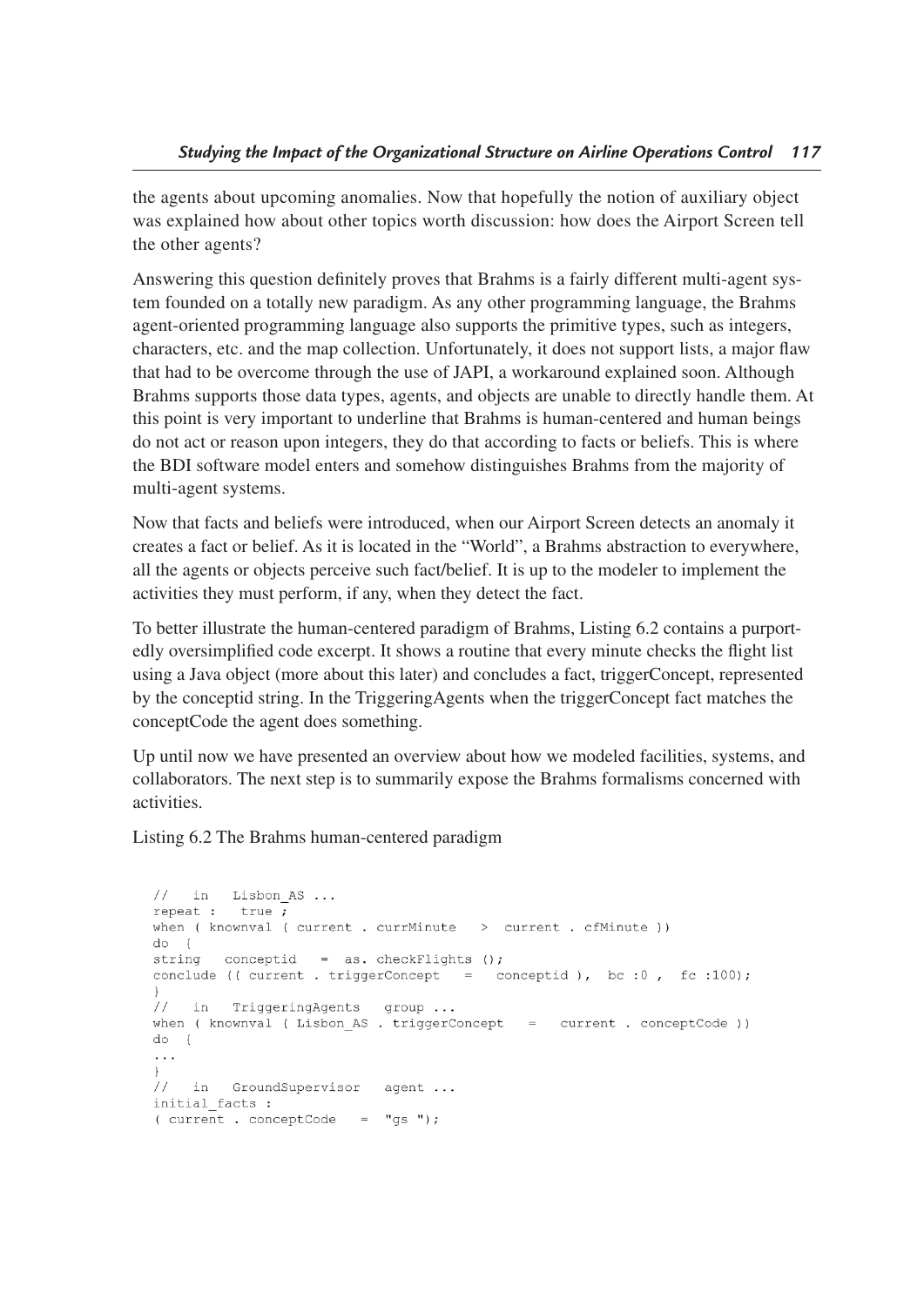the agents about upcoming anomalies. Now that hopefully the notion of auxiliary object was explained how about other topics worth discussion: how does the Airport Screen tell the other agents?

Answering this question definitely proves that Brahms is a fairly different multi-agent system founded on a totally new paradigm. As any other programming language, the Brahms agent-oriented programming language also supports the primitive types, such as integers, characters, etc. and the map collection. Unfortunately, it does not support lists, a major flaw that had to be overcome through the use of JAPI, a workaround explained soon. Although Brahms supports those data types, agents, and objects are unable to directly handle them. At this point is very important to underline that Brahms is human-centered and human beings do not act or reason upon integers, they do that according to facts or beliefs. This is where the BDI software model enters and somehow distinguishes Brahms from the majority of multi-agent systems.

Now that facts and beliefs were introduced, when our Airport Screen detects an anomaly it creates a fact or belief. As it is located in the "World", a Brahms abstraction to everywhere, all the agents or objects perceive such fact/belief. It is up to the modeler to implement the activities they must perform, if any, when they detect the fact.

To better illustrate the human-centered paradigm of Brahms, Listing 6.2 contains a purportedly oversimplified code excerpt. It shows a routine that every minute checks the flight list using a Java object (more about this later) and concludes a fact, triggerConcept, represented by the conceptid string. In the TriggeringAgents when the triggerConcept fact matches the conceptCode the agent does something.

Up until now we have presented an overview about how we modeled facilities, systems, and collaborators. The next step is to summarily expose the Brahms formalisms concerned with activities.

Listing 6.2 The Brahms human-centered paradigm

```
//  in  Lisbon_AS ...
repeat :  true ;
when ( knownval ( current . currMinute  >  current . cfMinute ))
do  {
string  conceptid  = as. checkFlights ();
conclude (( current . triggerConcept  =  conceptid ),  bc :0 ,  fc :100);
}
//  in  TriggeringAgents  group ...
when ( knownval ( Lisbon_AS . triggerConcept  =  current . conceptCode ))
do  {
...
}
//  in  GroundSupervisor  agent ...
initial_facts :
( current . conceptCode  =  "gs ");
```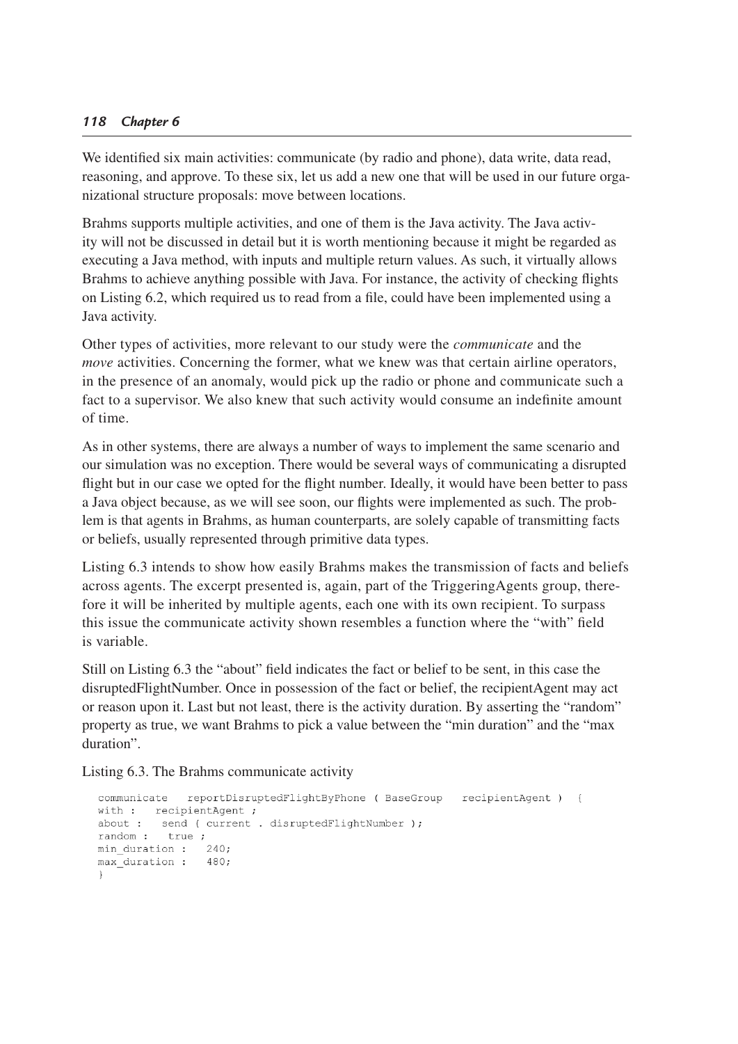We identified six main activities: communicate (by radio and phone), data write, data read, reasoning, and approve. To these six, let us add a new one that will be used in our future organizational structure proposals: move between locations.

Brahms supports multiple activities, and one of them is the Java activity. The Java activity will not be discussed in detail but it is worth mentioning because it might be regarded as executing a Java method, with inputs and multiple return values. As such, it virtually allows Brahms to achieve anything possible with Java. For instance, the activity of checking flights on Listing 6.2, which required us to read from a file, could have been implemented using a Java activity.

Other types of activities, more relevant to our study were the *communicate* and the *move* activities. Concerning the former, what we knew was that certain airline operators, in the presence of an anomaly, would pick up the radio or phone and communicate such a fact to a supervisor. We also knew that such activity would consume an indefinite amount of time.

As in other systems, there are always a number of ways to implement the same scenario and our simulation was no exception. There would be several ways of communicating a disrupted flight but in our case we opted for the flight number. Ideally, it would have been better to pass a Java object because, as we will see soon, our flights were implemented as such. The problem is that agents in Brahms, as human counterparts, are solely capable of transmitting facts or beliefs, usually represented through primitive data types.

Listing 6.3 intends to show how easily Brahms makes the transmission of facts and beliefs across agents. The excerpt presented is, again, part of the TriggeringAgents group, therefore it will be inherited by multiple agents, each one with its own recipient. To surpass this issue the communicate activity shown resembles a function where the "with" field is variable.

Still on Listing 6.3 the "about" field indicates the fact or belief to be sent, in this case the disruptedFlightNumber. Once in possession of the fact or belief, the recipientAgent may act or reason upon it. Last but not least, there is the activity duration. By asserting the "random" property as true, we want Brahms to pick a value between the "min duration" and the "max duration".

Listing 6.3. The Brahms communicate activity

```
communicate   reportDisruptedFlightByPhone ( BaseGroup   recipientAgent )  {
with :   recipientAgent ;
about :   send ( current . disruptedFlightNumber );
random :   true ;
min_duration :   240;
max_duration :   480;
}
```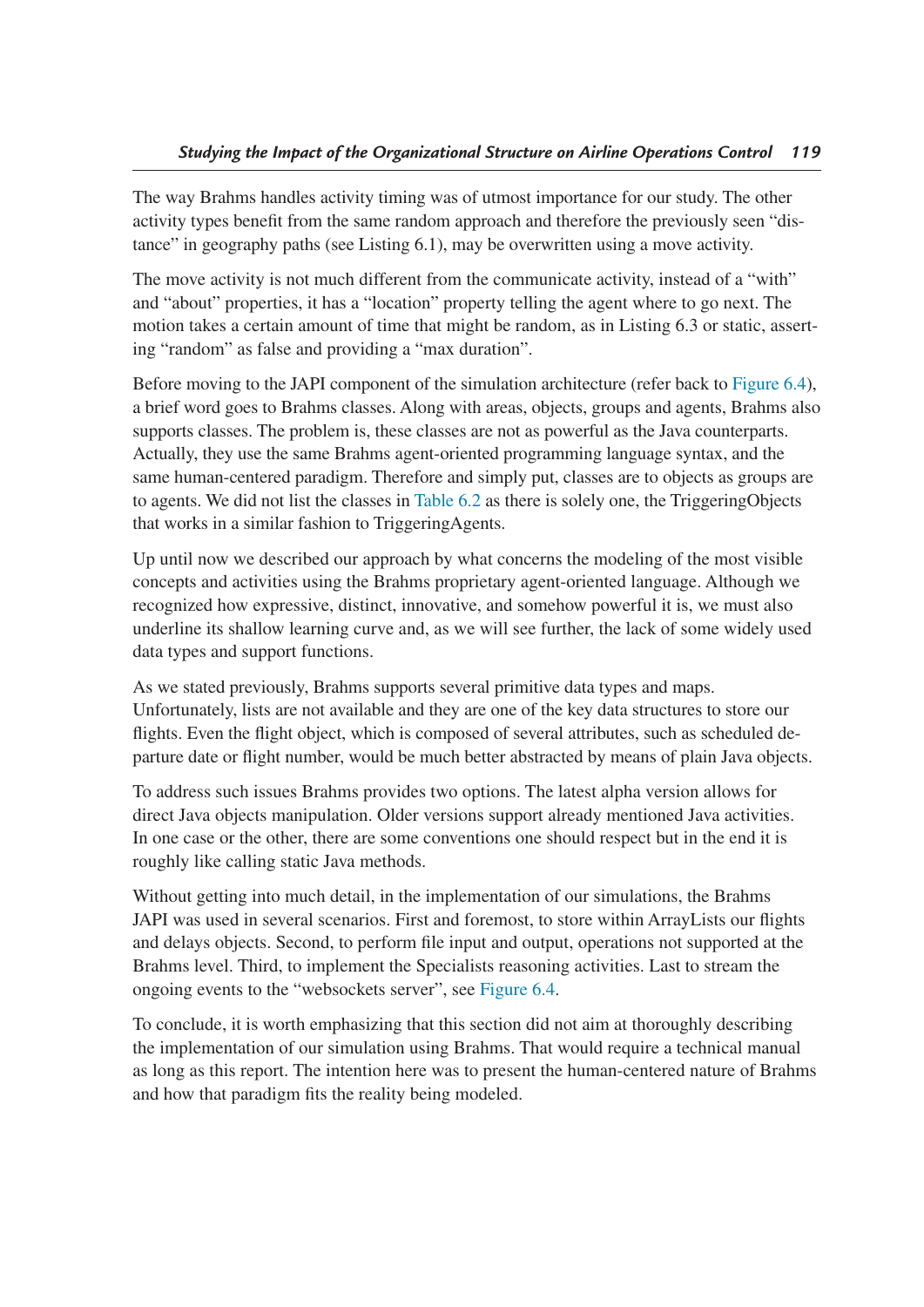The way Brahms handles activity timing was of utmost importance for our study. The other activity types benefit from the same random approach and therefore the previously seen "distance" in geography paths (see Listing 6.1), may be overwritten using a move activity.

The move activity is not much different from the communicate activity, instead of a "with" and "about" properties, it has a "location" property telling the agent where to go next. The motion takes a certain amount of time that might be random, as in Listing 6.3 or static, asserting "random" as false and providing a "max duration".

Before moving to the JAPI component of the simulation architecture (refer back to Figure 6.4), a brief word goes to Brahms classes. Along with areas, objects, groups and agents, Brahms also supports classes. The problem is, these classes are not as powerful as the Java counterparts. Actually, they use the same Brahms agent-oriented programming language syntax, and the same human-centered paradigm. Therefore and simply put, classes are to objects as groups are to agents. We did not list the classes in Table 6.2 as there is solely one, the TriggeringObjects that works in a similar fashion to TriggeringAgents.

Up until now we described our approach by what concerns the modeling of the most visible concepts and activities using the Brahms proprietary agent-oriented language. Although we recognized how expressive, distinct, innovative, and somehow powerful it is, we must also underline its shallow learning curve and, as we will see further, the lack of some widely used data types and support functions.

As we stated previously, Brahms supports several primitive data types and maps. Unfortunately, lists are not available and they are one of the key data structures to store our flights. Even the flight object, which is composed of several attributes, such as scheduled departure date or flight number, would be much better abstracted by means of plain Java objects.

To address such issues Brahms provides two options. The latest alpha version allows for direct Java objects manipulation. Older versions support already mentioned Java activities. In one case or the other, there are some conventions one should respect but in the end it is roughly like calling static Java methods.

Without getting into much detail, in the implementation of our simulations, the Brahms JAPI was used in several scenarios. First and foremost, to store within ArrayLists our flights and delays objects. Second, to perform file input and output, operations not supported at the Brahms level. Third, to implement the Specialists reasoning activities. Last to stream the ongoing events to the "websockets server", see Figure 6.4.

To conclude, it is worth emphasizing that this section did not aim at thoroughly describing the implementation of our simulation using Brahms. That would require a technical manual as long as this report. The intention here was to present the human-centered nature of Brahms and how that paradigm fits the reality being modeled.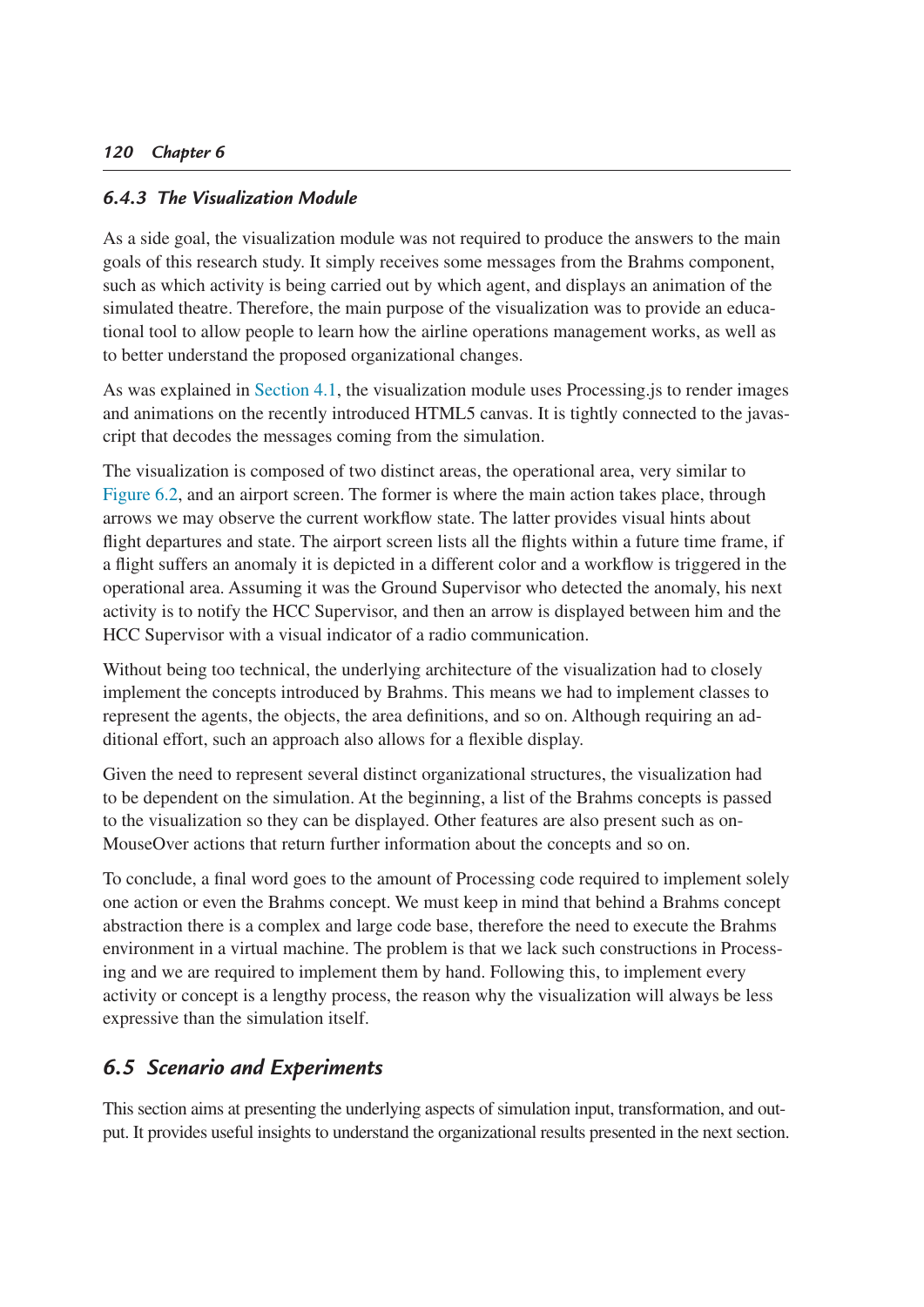### 6.4.3 The Visualization Module

As a side goal, the visualization module was not required to produce the answers to the main goals of this research study. It simply receives some messages from the Brahms component, such as which activity is being carried out by which agent, and displays an animation of the simulated theatre. Therefore, the main purpose of the visualization was to provide an educational tool to allow people to learn how the airline operations management works, as well as to better understand the proposed organizational changes.

As was explained in Section 4.1, the visualization module uses Processing.js to render images and animations on the recently introduced HTML5 canvas. It is tightly connected to the javascript that decodes the messages coming from the simulation.

The visualization is composed of two distinct areas, the operational area, very similar to Figure 6.2, and an airport screen. The former is where the main action takes place, through arrows we may observe the current workflow state. The latter provides visual hints about flight departures and state. The airport screen lists all the flights within a future time frame, if a flight suffers an anomaly it is depicted in a different color and a workflow is triggered in the operational area. Assuming it was the Ground Supervisor who detected the anomaly, his next activity is to notify the HCC Supervisor, and then an arrow is displayed between him and the HCC Supervisor with a visual indicator of a radio communication.

Without being too technical, the underlying architecture of the visualization had to closely implement the concepts introduced by Brahms. This means we had to implement classes to represent the agents, the objects, the area definitions, and so on. Although requiring an additional effort, such an approach also allows for a flexible display.

Given the need to represent several distinct organizational structures, the visualization had to be dependent on the simulation. At the beginning, a list of the Brahms concepts is passed to the visualization so they can be displayed. Other features are also present such as onMouseOver actions that return further information about the concepts and so on.

To conclude, a final word goes to the amount of Processing code required to implement solely one action or even the Brahms concept. We must keep in mind that behind a Brahms concept abstraction there is a complex and large code base, therefore the need to execute the Brahms environment in a virtual machine. The problem is that we lack such constructions in Processing and we are required to implement them by hand. Following this, to implement every activity or concept is a lengthy process, the reason why the visualization will always be less expressive than the simulation itself.

## 6.5 Scenario and Experiments

This section aims at presenting the underlying aspects of simulation input, transformation, and output. It provides useful insights to understand the organizational results presented in the next section.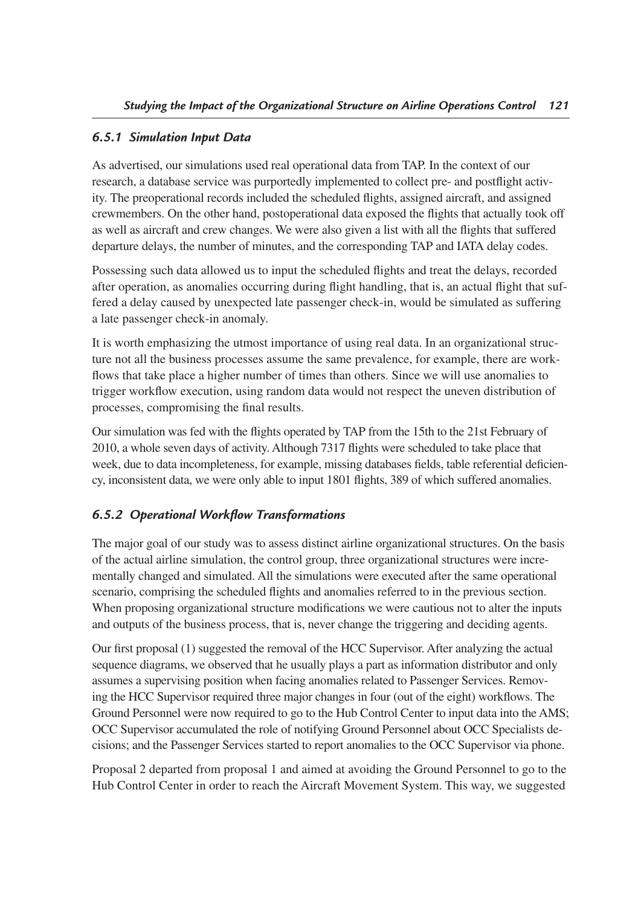### 6.5.1 Simulation Input Data

As advertised, our simulations used real operational data from TAP. In the context of our research, a database service was purportedly implemented to collect pre- and postflight activity. The preoperational records included the scheduled flights, assigned aircraft, and assigned crewmembers. On the other hand, postoperational data exposed the flights that actually took off as well as aircraft and crew changes. We were also given a list with all the flights that suffered departure delays, the number of minutes, and the corresponding TAP and IATA delay codes.

Possessing such data allowed us to input the scheduled flights and treat the delays, recorded after operation, as anomalies occurring during flight handling, that is, an actual flight that suffered a delay caused by unexpected late passenger check-in, would be simulated as suffering a late passenger check-in anomaly.

It is worth emphasizing the utmost importance of using real data. In an organizational structure not all the business processes assume the same prevalence, for example, there are workflows that take place a higher number of times than others. Since we will use anomalies to trigger workflow execution, using random data would not respect the uneven distribution of processes, compromising the final results.

Our simulation was fed with the flights operated by TAP from the 15th to the 21st February of 2010, a whole seven days of activity. Although 7317 flights were scheduled to take place that week, due to data incompleteness, for example, missing databases fields, table referential deficiency, inconsistent data, we were only able to input 1801 flights, 389 of which suffered anomalies.

### 6.5.2 Operational Workflow Transformations

The major goal of our study was to assess distinct airline organizational structures. On the basis of the actual airline simulation, the control group, three organizational structures were incrementally changed and simulated. All the simulations were executed after the same operational scenario, comprising the scheduled flights and anomalies referred to in the previous section. When proposing organizational structure modifications we were cautious not to alter the inputs and outputs of the business process, that is, never change the triggering and deciding agents.

Our first proposal (1) suggested the removal of the HCC Supervisor. After analyzing the actual sequence diagrams, we observed that he usually plays a part as information distributor and only assumes a supervising position when facing anomalies related to Passenger Services. Removing the HCC Supervisor required three major changes in four (out of the eight) workflows. The Ground Personnel were now required to go to the Hub Control Center to input data into the AMS; OCC Supervisor accumulated the role of notifying Ground Personnel about OCC Specialists decisions; and the Passenger Services started to report anomalies to the OCC Supervisor via phone.

Proposal 2 departed from proposal 1 and aimed at avoiding the Ground Personnel to go to the Hub Control Center in order to reach the Aircraft Movement System. This way, we suggested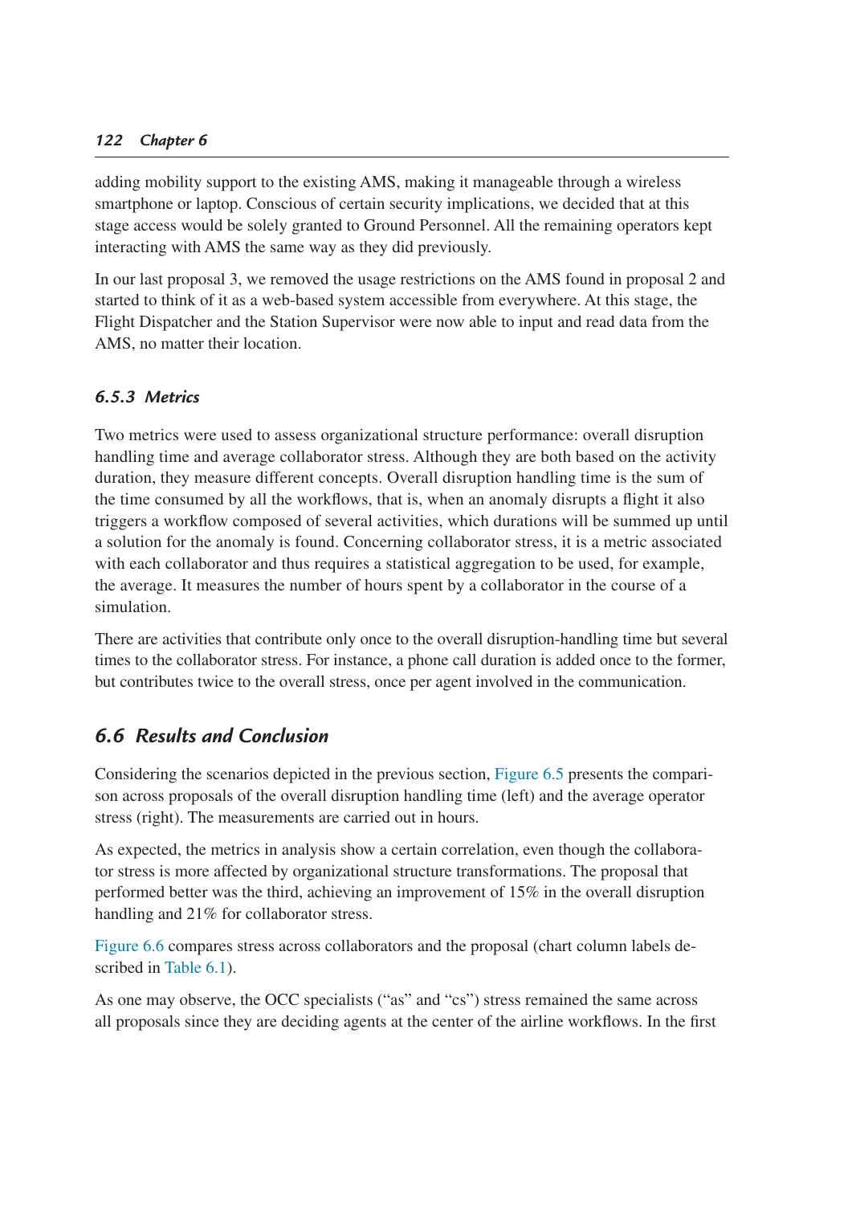adding mobility support to the existing AMS, making it manageable through a wireless smartphone or laptop. Conscious of certain security implications, we decided that at this stage access would be solely granted to Ground Personnel. All the remaining operators kept interacting with AMS the same way as they did previously.

In our last proposal 3, we removed the usage restrictions on the AMS found in proposal 2 and started to think of it as a web-based system accessible from everywhere. At this stage, the Flight Dispatcher and the Station Supervisor were now able to input and read data from the AMS, no matter their location.

### *6.5.3 Metrics*

Two metrics were used to assess organizational structure performance: overall disruption handling time and average collaborator stress. Although they are both based on the activity duration, they measure different concepts. Overall disruption handling time is the sum of the time consumed by all the workflows, that is, when an anomaly disrupts a flight it also triggers a workflow composed of several activities, which durations will be summed up until a solution for the anomaly is found. Concerning collaborator stress, it is a metric associated with each collaborator and thus requires a statistical aggregation to be used, for example, the average. It measures the number of hours spent by a collaborator in the course of a simulation.

There are activities that contribute only once to the overall disruption-handling time but several times to the collaborator stress. For instance, a phone call duration is added once to the former, but contributes twice to the overall stress, once per agent involved in the communication.

## *6.6 Results and Conclusion*

Considering the scenarios depicted in the previous section, Figure 6.5 presents the comparison across proposals of the overall disruption handling time (left) and the average operator stress (right). The measurements are carried out in hours.

As expected, the metrics in analysis show a certain correlation, even though the collaborator stress is more affected by organizational structure transformations. The proposal that performed better was the third, achieving an improvement of 15% in the overall disruption handling and 21% for collaborator stress.

Figure 6.6 compares stress across collaborators and the proposal (chart column labels described in Table 6.1).

As one may observe, the OCC specialists ("as" and "cs") stress remained the same across all proposals since they are deciding agents at the center of the airline workflows. In the first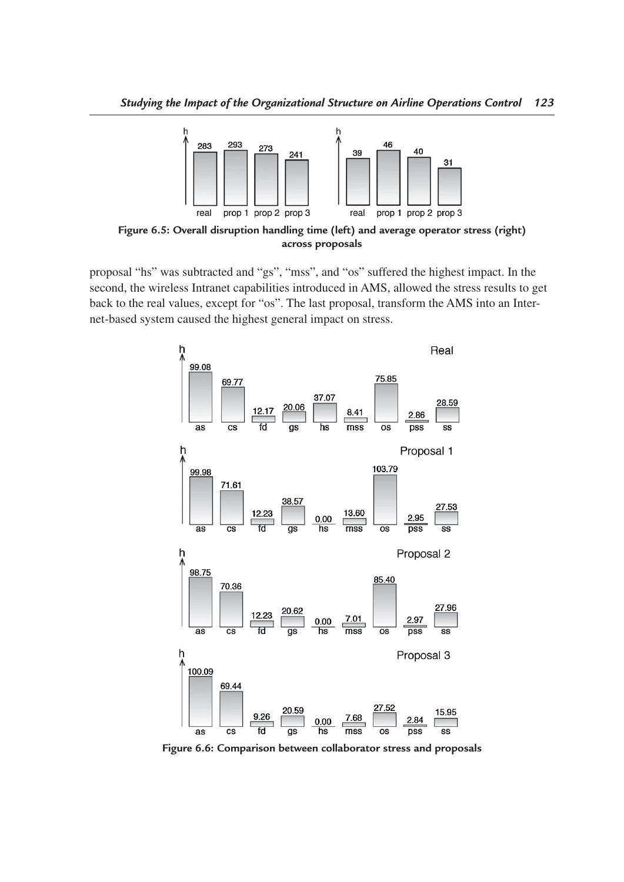Figure 6.5: Overall disruption handling time (left) and average operator stress (right) across proposals

proposal "hs" was subtracted and "gs", "mss", and "os" suffered the highest impact. In the second, the wireless Intranet capabilities introduced in AMS, allowed the stress results to get back to the real values, except for "os". The last proposal, transform the AMS into an Internet-based system caused the highest general impact on stress.

Figure 6.6: Comparison between collaborator stress and proposals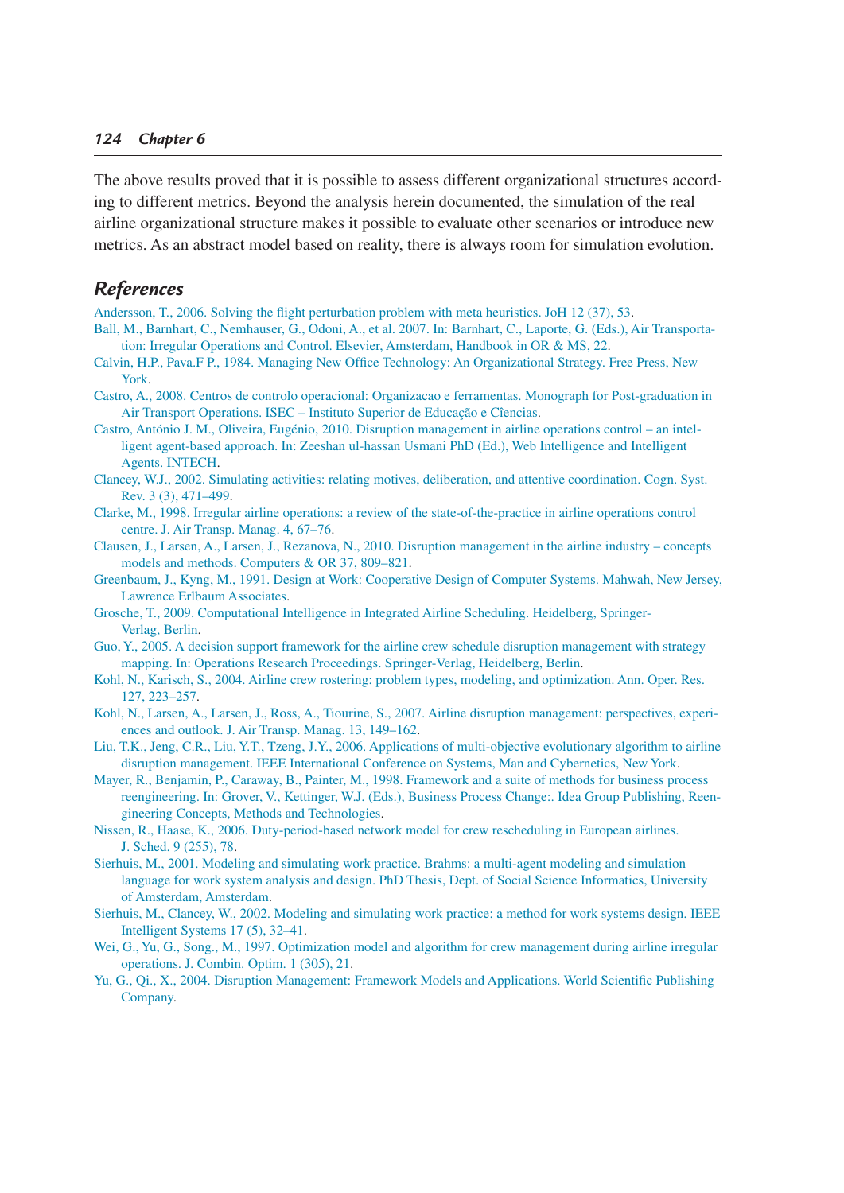The above results proved that it is possible to assess different organizational structures according to different metrics. Beyond the analysis herein documented, the simulation of the real airline organizational structure makes it possible to evaluate other scenarios or introduce new metrics. As an abstract model based on reality, there is always room for simulation evolution.

## References

Andersson, T., 2006. Solving the flight perturbation problem with meta heuristics. JoH 12 (37), 53.

Ball, M., Barnhart, C., Nemhauser, G., Odoni, A., et al. 2007. In: Barnhart, C., Laporte, G. (Eds.), Air Transportation: Irregular Operations and Control. Elsevier, Amsterdam, Handbook in OR & MS, 22.

Calvin, H.P., Pava.F P., 1984. Managing New Office Technology: An Organizational Strategy. Free Press, New York.

Castro, A., 2008. Centros de controlo operacional: Organizacao e ferramentas. Monograph for Post-graduation in Air Transport Operations. ISEC – Instituto Superior de Educação e Cências.

Castro, António J. M., Oliveira, Eugénio, 2010. Disruption management in airline operations control – an intelligent agent-based approach. In: Zeeshan ul-hassan Usmani PhD (Ed.), Web Intelligence and Intelligent Agents. INTECH.

Clancey, W.J., 2002. Simulating activities: relating motives, deliberation, and attentive coordination. Cogn. Syst. Rev. 3 (3), 471–499.

Clarke, M., 1998. Irregular airline operations: a review of the state-of-the-practice in airline operations control centre. J. Air Transp. Manag. 4, 67–76.

Clausen, J., Larsen, A., Larsen, J., Rezanova, N., 2010. Disruption management in the airline industry – concepts models and methods. Computers & OR 37, 809–821.

Greenbaum, J., Kyng, M., 1991. Design at Work: Cooperative Design of Computer Systems. Mahwah, New Jersey, Lawrence Erlbaum Associates.

Grosche, T., 2009. Computational Intelligence in Integrated Airline Scheduling. Heidelberg, Springer-Verlag, Berlin.

Guo, Y., 2005. A decision support framework for the airline crew schedule disruption management with strategy mapping. In: Operations Research Proceedings. Springer-Verlag, Heidelberg, Berlin.

Kohl, N., Karisch, S., 2004. Airline crew rostering: problem types, modeling, and optimization. Ann. Oper. Res. 127, 223–257.

Kohl, N., Larsen, A., Larsen, J., Ross, A., Tiourine, S., 2007. Airline disruption management: perspectives, experiences and outlook. J. Air Transp. Manag. 13, 149–162.

Liu, T.K., Jeng, C.R., Liu, Y.T., Tzeng, J.Y., 2006. Applications of multi-objective evolutionary algorithm to airline disruption management. IEEE International Conference on Systems, Man and Cybernetics, New York.

Mayer, R., Benjamin, P., Caraway, B., Painter, M., 1998. Framework and a suite of methods for business process reengineering. In: Grover, V., Kettinger, W.J. (Eds.), Business Process Change:. Idea Group Publishing, Reengineering Concepts, Methods and Technologies.

Nissen, R., Haase, K., 2006. Duty-period-based network model for crew rescheduling in European airlines. J. Sched. 9 (255), 78.

Sierhuis, M., 2001. Modeling and simulating work practice. Brahms: a multi-agent modeling and simulation language for work system analysis and design. PhD Thesis, Dept. of Social Science Informatics, University of Amsterdam, Amsterdam.

Sierhuis, M., Clancey, W., 2002. Modeling and simulating work practice: a method for work systems design. IEEE Intelligent Systems 17 (5), 32–41.

Wei, G., Yu, G., Song., M., 1997. Optimization model and algorithm for crew management during airline irregular operations. J. Combin. Optim. 1 (305), 21.

Yu, G., Qi., X., 2004. Disruption Management: Framework Models and Applications. World Scientific Publishing Company.